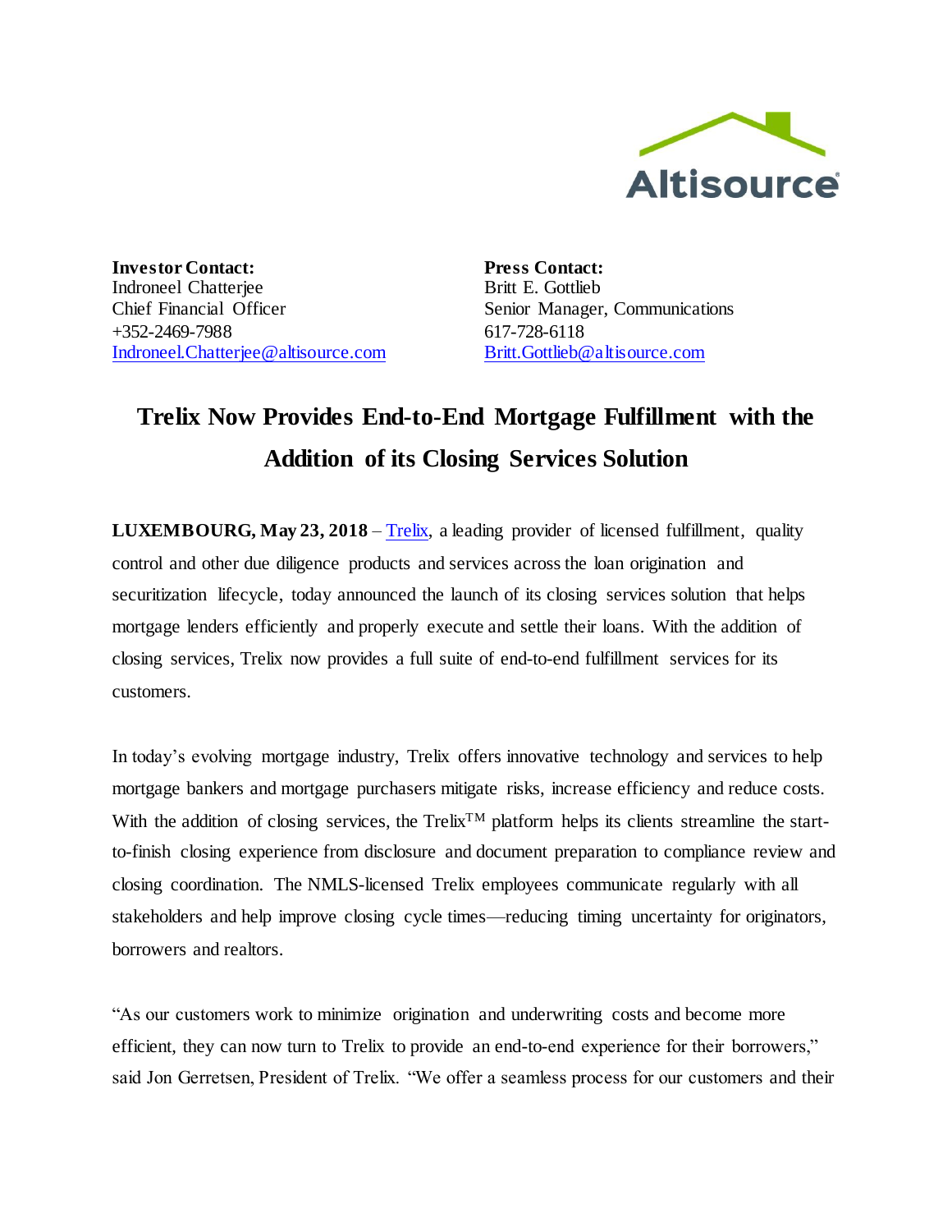**Investor Contact:**
Indroneel Chatterjee
Chief Financial Officer
+352-2469-7988
[Indroneel.Chatterjee@altisource.com](mailto:Indroneel.Chatterjee@altisource.com)

**Press Contact:**
Britt E. Gottlieb
Senior Manager, Communications
617-728-6118
[Britt.Gottlieb@altisource.com](mailto:Britt.Gottlieb@altisource.com)

# Trelix Now Provides End-to-End Mortgage Fulfillment with the Addition of its Closing Services Solution

**LUXEMBOURG, May 23, 2018** – Trelix, a leading provider of licensed fulfillment, quality control and other due diligence products and services across the loan origination and securitization lifecycle, today announced the launch of its closing services solution that helps mortgage lenders efficiently and properly execute and settle their loans. With the addition of closing services, Trelix now provides a full suite of end-to-end fulfillment services for its customers.

In today's evolving mortgage industry, Trelix offers innovative technology and services to help mortgage bankers and mortgage purchasers mitigate risks, increase efficiency and reduce costs. With the addition of closing services, the Trelix™ platform helps its clients streamline the start-to-finish closing experience from disclosure and document preparation to compliance review and closing coordination. The NMLS-licensed Trelix employees communicate regularly with all stakeholders and help improve closing cycle times—reducing timing uncertainty for originators, borrowers and realtors.

"As our customers work to minimize origination and underwriting costs and become more efficient, they can now turn to Trelix to provide an end-to-end experience for their borrowers," said Jon Gerretsen, President of Trelix. "We offer a seamless process for our customers and their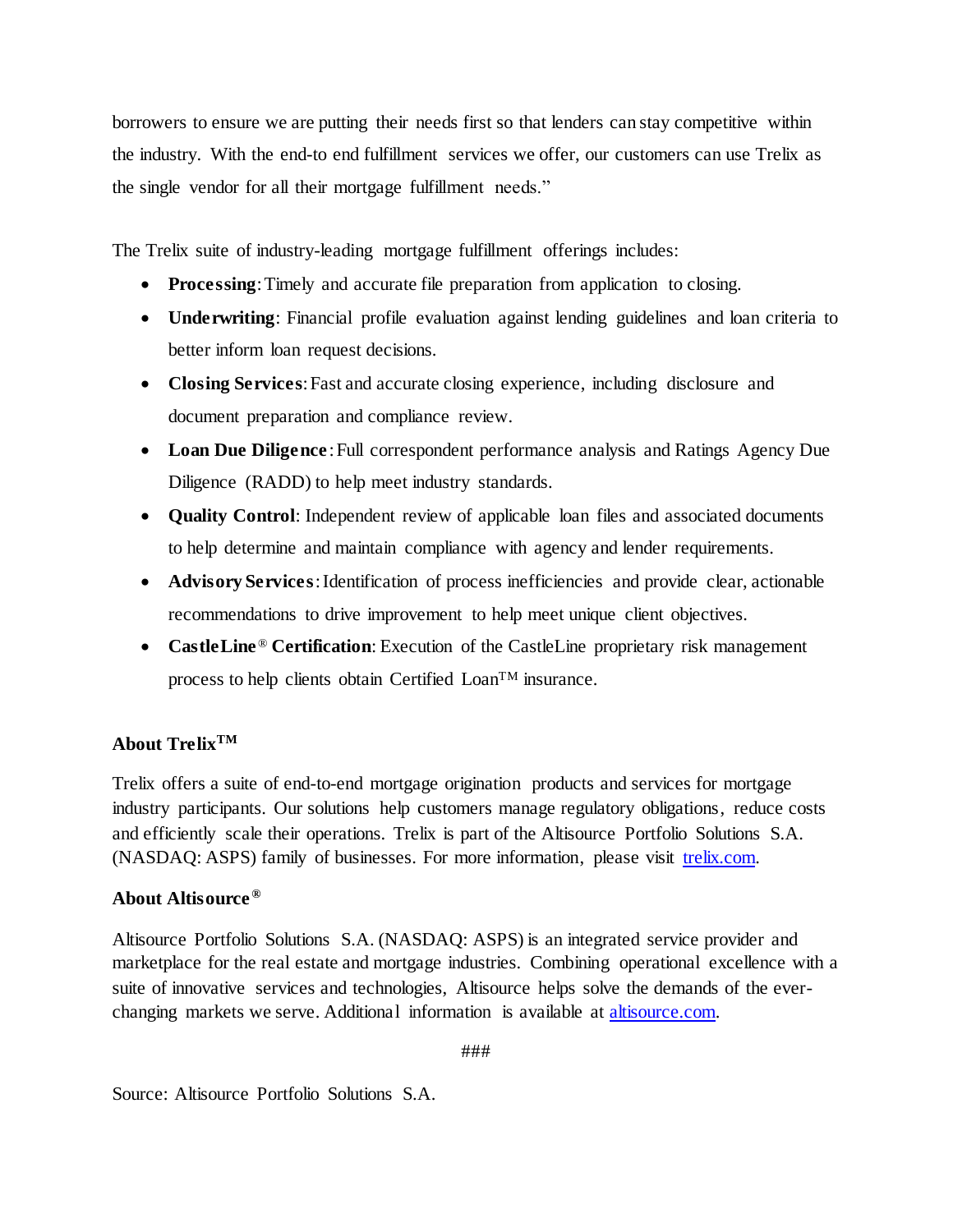borrowers to ensure we are putting their needs first so that lenders can stay competitive within the industry. With the end-to end fulfillment services we offer, our customers can use Trelix as the single vendor for all their mortgage fulfillment needs."

The Trelix suite of industry-leading mortgage fulfillment offerings includes:

- **Processing**: Timely and accurate file preparation from application to closing.
- **Underwriting**: Financial profile evaluation against lending guidelines and loan criteria to better inform loan request decisions.
- **Closing Services**: Fast and accurate closing experience, including disclosure and document preparation and compliance review.
- **Loan Due Diligence**: Full correspondent performance analysis and Ratings Agency Due Diligence (RADD) to help meet industry standards.
- **Quality Control**: Independent review of applicable loan files and associated documents to help determine and maintain compliance with agency and lender requirements.
- **Advisory Services**: Identification of process inefficiencies and provide clear, actionable recommendations to drive improvement to help meet unique client objectives.
- **CastleLine® Certification**: Execution of the CastleLine proprietary risk management process to help clients obtain Certified Loan™ insurance.

**About Trelix™**

Trelix offers a suite of end-to-end mortgage origination products and services for mortgage industry participants. Our solutions help customers manage regulatory obligations, reduce costs and efficiently scale their operations. Trelix is part of the Altisource Portfolio Solutions S.A. (NASDAQ: ASPS) family of businesses. For more information, please visit [trelix.com](trelix.com).

**About Altisource®**

Altisource Portfolio Solutions S.A. (NASDAQ: ASPS) is an integrated service provider and marketplace for the real estate and mortgage industries. Combining operational excellence with a suite of innovative services and technologies, Altisource helps solve the demands of the ever-changing markets we serve. Additional information is available at [altisource.com](altisource.com).

###

Source: Altisource Portfolio Solutions S.A.